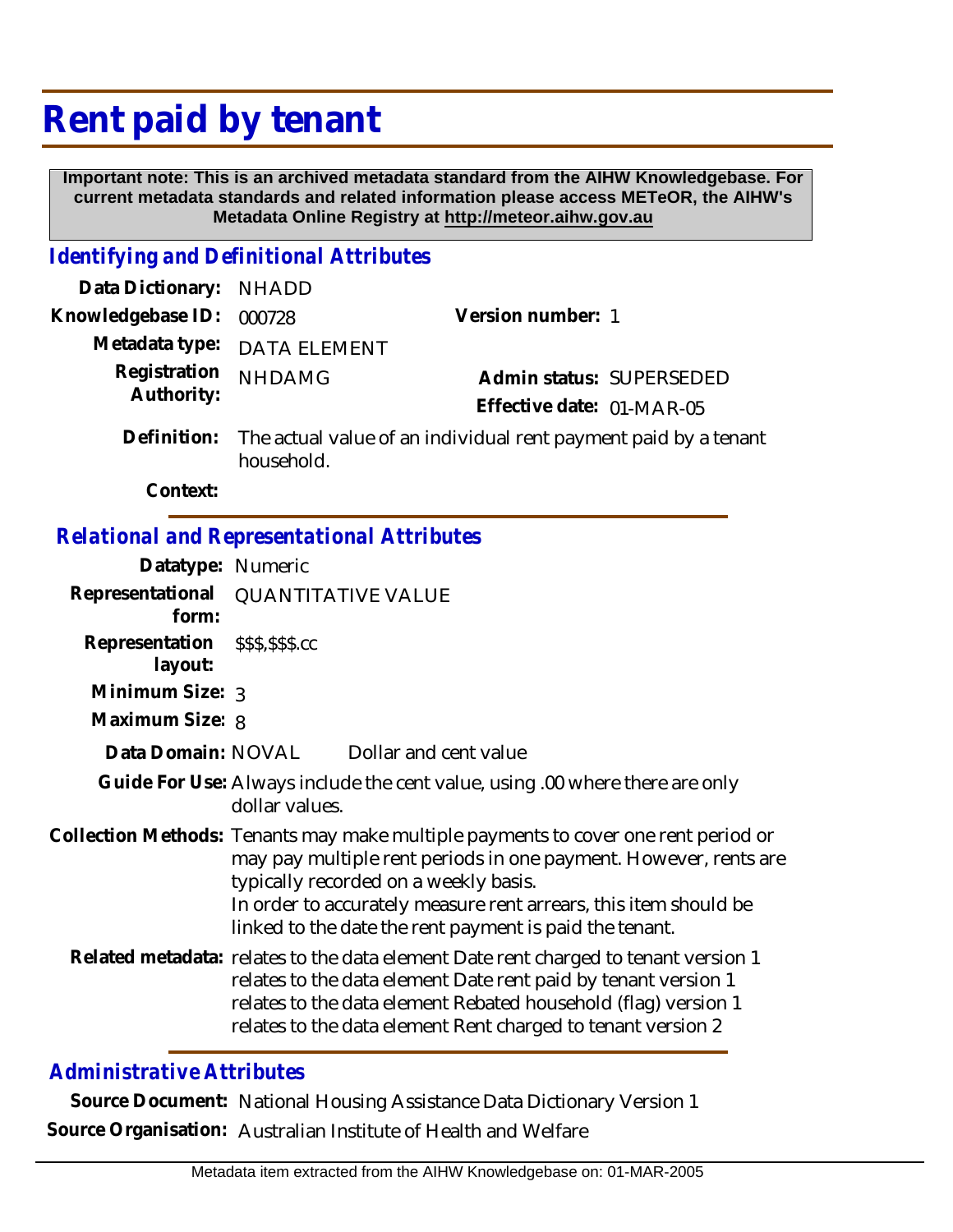# Rent paid by tenant

**Important note: This is an archived metadata standard from the AIHW Knowledgebase. For current metadata standards and related information please access METeOR, the AIHW's Metadata Online Registry at http://meteor.aihw.gov.au**

## Identifying and Definitional Attributes

**Data Dictionary:** NHADD

**Knowledgebase ID:** 000728

**Version number:** 1

**Metadata type:** DATA ELEMENT

**Registration Authority:** NHDAMG

**Admin status:** SUPERSEDED

**Effective date:** 01-MAR-05

**Definition:** The actual value of an individual rent payment paid by a tenant household.

**Context:**

## Relational and Representational Attributes

**Datatype:** Numeric

**Representational form:** QUANTITATIVE VALUE

**Representation layout:** $$$,$$$.cc

**Minimum Size:** 3

**Maximum Size:** 8

**Data Domain:** NOVAL Dollar and cent value

**Guide For Use:** Always include the cent value, using .00 where there are only dollar values.

**Collection Methods:** Tenants may make multiple payments to cover one rent period or may pay multiple rent periods in one payment. However, rents are typically recorded on a weekly basis.
In order to accurately measure rent arrears, this item should be linked to the date the rent payment is paid the tenant.

**Related metadata:** relates to the data element Date rent charged to tenant version 1
relates to the data element Date rent paid by tenant version 1
relates to the data element Rebated household (flag) version 1
relates to the data element Rent charged to tenant version 2

## Administrative Attributes

**Source Document:** National Housing Assistance Data Dictionary Version 1

**Source Organisation:** Australian Institute of Health and Welfare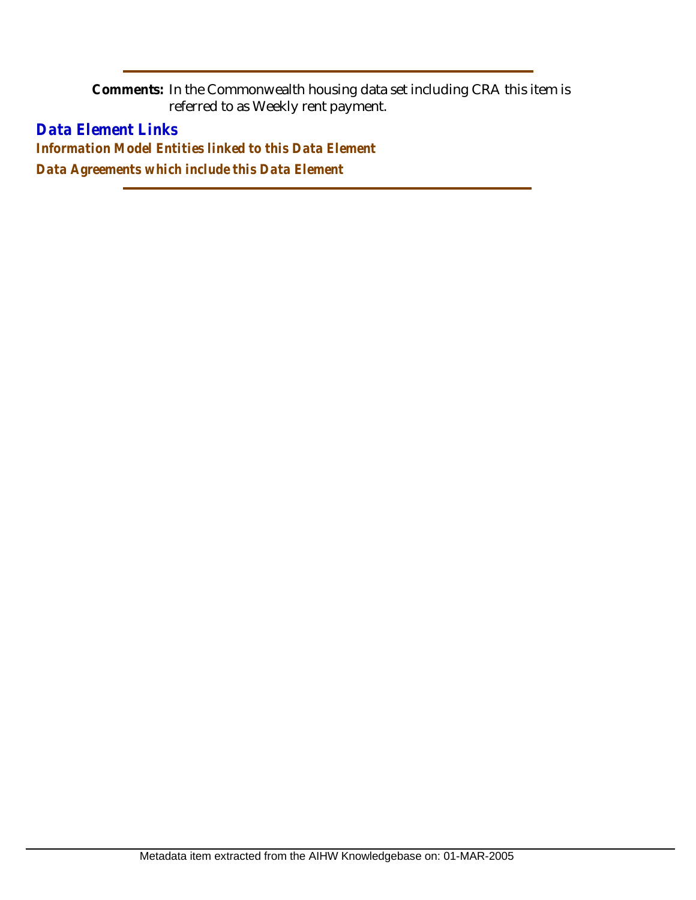**Comments:** In the Commonwealth housing data set including CRA this item is referred to as Weekly rent payment.

## Data Element Links

***Information Model Entities linked to this Data Element***

***Data Agreements which include this Data Element***

Metadata item extracted from the AIHW Knowledgebase on: 01-MAR-2005